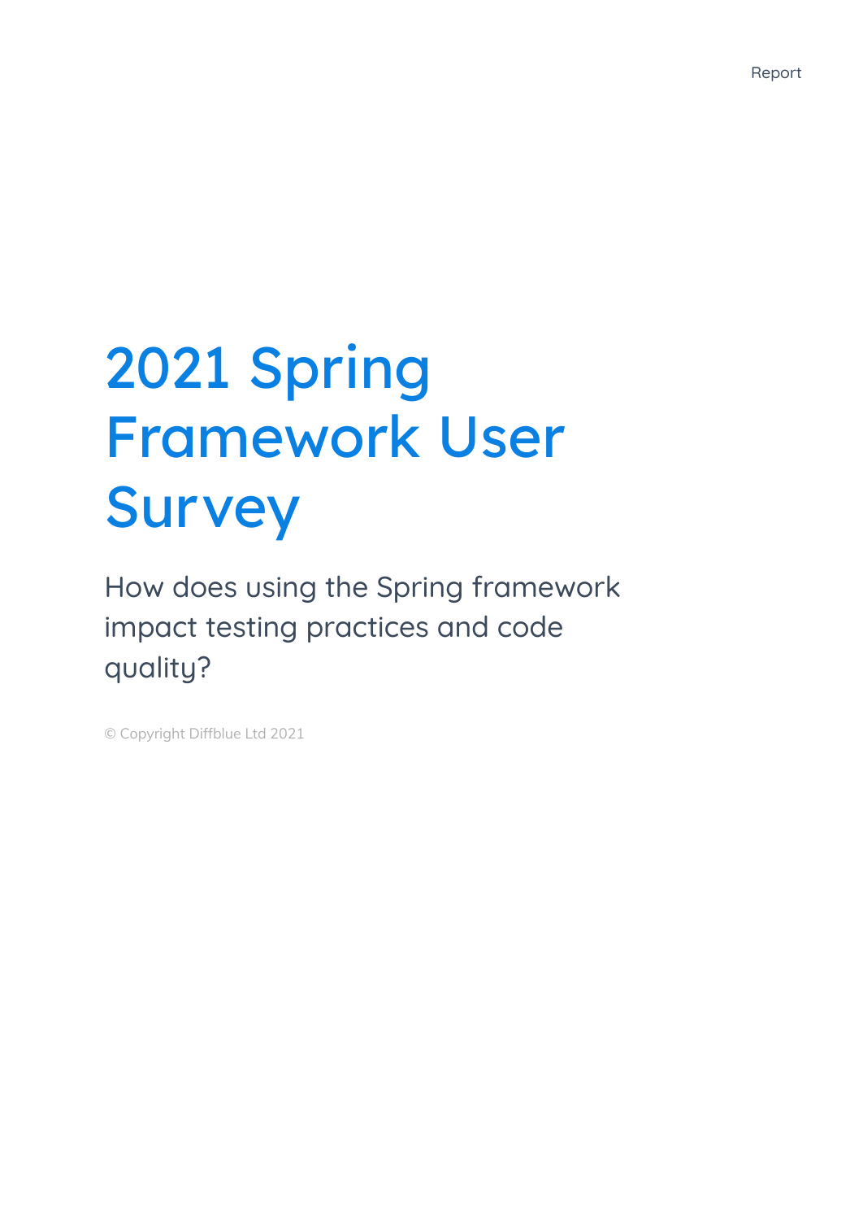Report

# 2021 Spring Framework User Survey

How does using the Spring framework impact testing practices and code quality?

© Copyright Diffblue Ltd 2021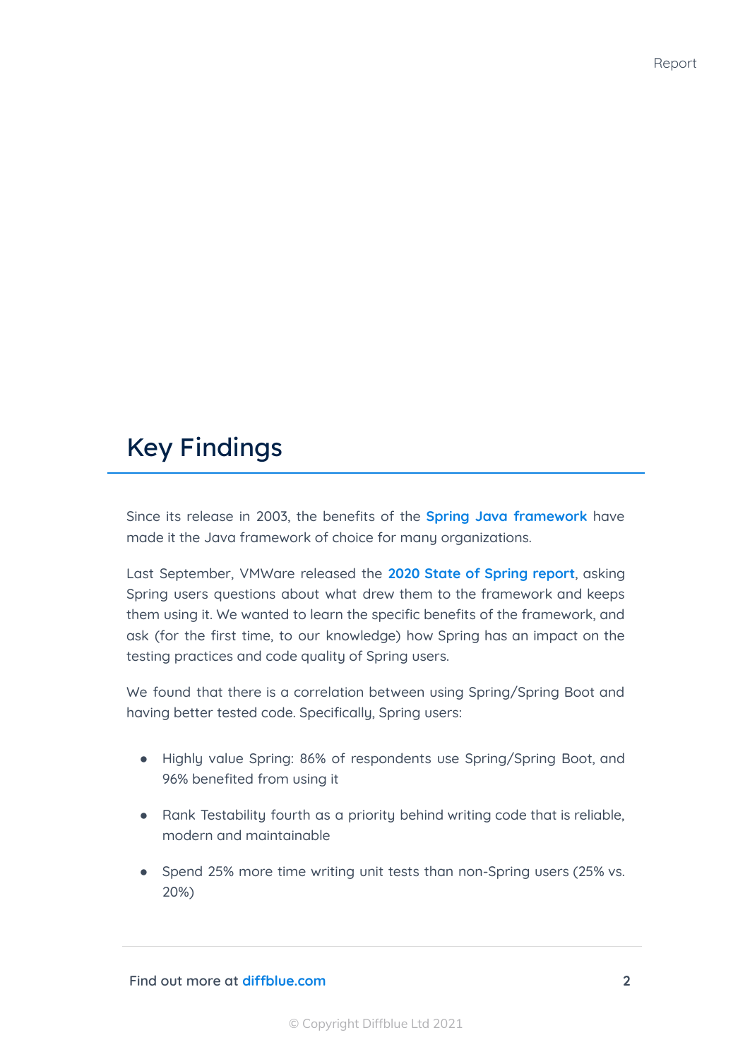## Key Findings

Since its release in 2003, the benefits of the **Spring Java framework** have made it the Java framework of choice for many organizations.

Last September, VMWare released the **2020 State of Spring report**, asking Spring users questions about what drew them to the framework and keeps them using it. We wanted to learn the specific benefits of the framework, and ask (for the first time, to our knowledge) how Spring has an impact on the testing practices and code quality of Spring users.

We found that there is a correlation between using Spring/Spring Boot and having better tested code. Specifically, Spring users:

- Highly value Spring: 86% of respondents use Spring/Spring Boot, and 96% benefited from using it
- Rank Testability fourth as a priority behind writing code that is reliable, modern and maintainable
- Spend 25% more time writing unit tests than non-Spring users (25% vs. 20%)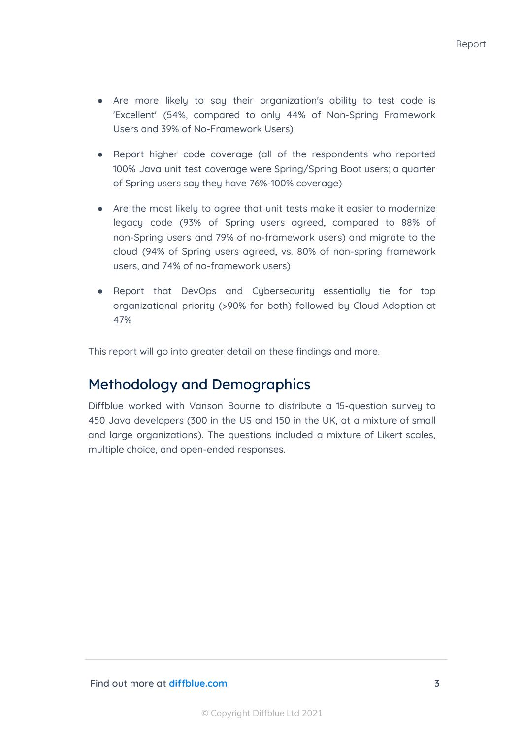- Are more likely to say their organization's ability to test code is 'Excellent' (54%, compared to only 44% of Non-Spring Framework Users and 39% of No-Framework Users)

- Report higher code coverage (all of the respondents who reported 100% Java unit test coverage were Spring/Spring Boot users; a quarter of Spring users say they have 76%-100% coverage)

- Are the most likely to agree that unit tests make it easier to modernize legacy code (93% of Spring users agreed, compared to 88% of non-Spring users and 79% of no-framework users) and migrate to the cloud (94% of Spring users agreed, vs. 80% of non-spring framework users, and 74% of no-framework users)

- Report that DevOps and Cybersecurity essentially tie for top organizational priority (>90% for both) followed by Cloud Adoption at 47%

This report will go into greater detail on these findings and more.

## Methodology and Demographics

Diffblue worked with Vanson Bourne to distribute a 15-question survey to 450 Java developers (300 in the US and 150 in the UK, at a mixture of small and large organizations). The questions included a mixture of Likert scales, multiple choice, and open-ended responses.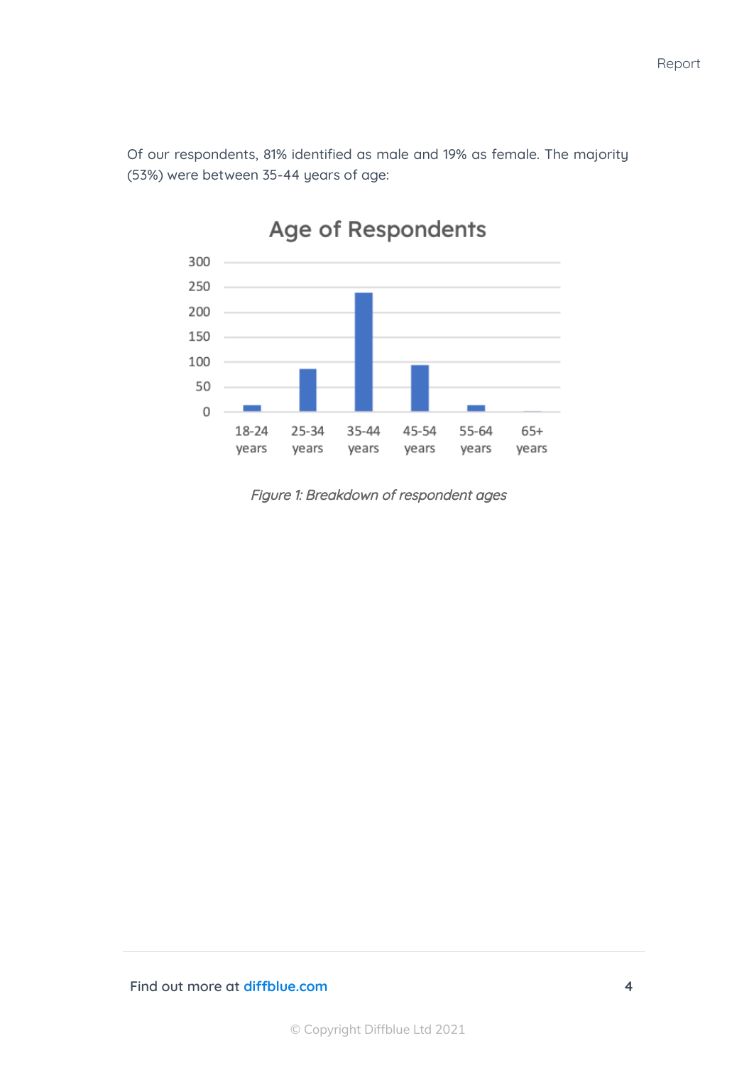Of our respondents, 81% identified as male and 19% as female. The majority (53%) were between 35-44 years of age:

*Figure 1: Breakdown of respondent ages*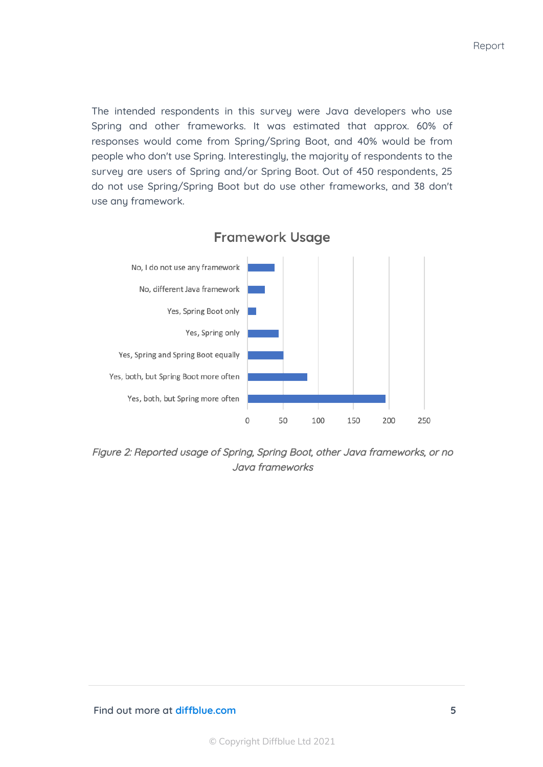The intended respondents in this survey were Java developers who use Spring and other frameworks. It was estimated that approx. 60% of responses would come from Spring/Spring Boot, and 40% would be from people who don't use Spring. Interestingly, the majority of respondents to the survey are users of Spring and/or Spring Boot. Out of 450 respondents, 25 do not use Spring/Spring Boot but do use other frameworks, and 38 don't use any framework.

**Framework Usage**

- No, I do not use any framework
- No, different Java framework
- Yes, Spring Boot only
- Yes, Spring only
- Yes, Spring and Spring Boot equally
- Yes, both, but Spring Boot more often
- Yes, both, but Spring more often

0 50 100 150 200 250

*Figure 2: Reported usage of Spring, Spring Boot, other Java frameworks, or no Java frameworks*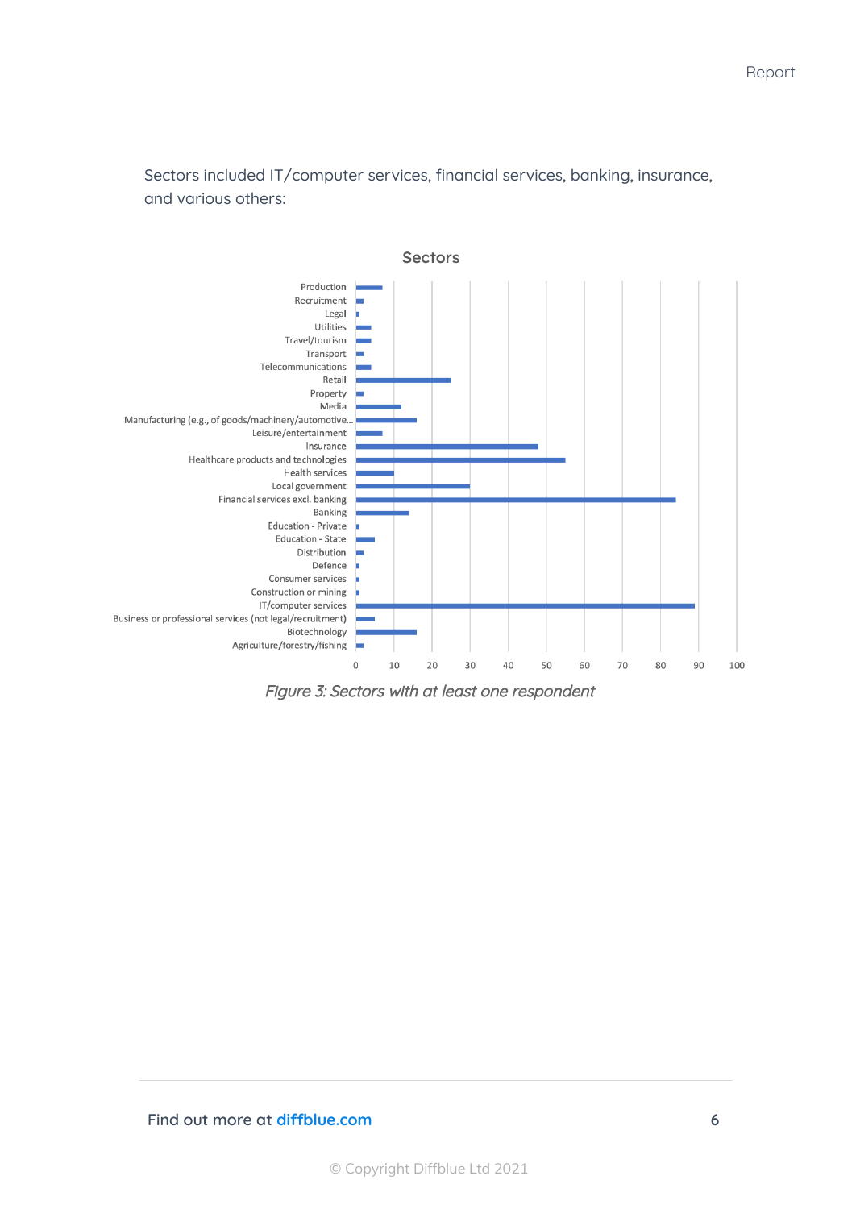Sectors included IT/computer services, financial services, banking, insurance, and various others:

*Figure 3: Sectors with at least one respondent*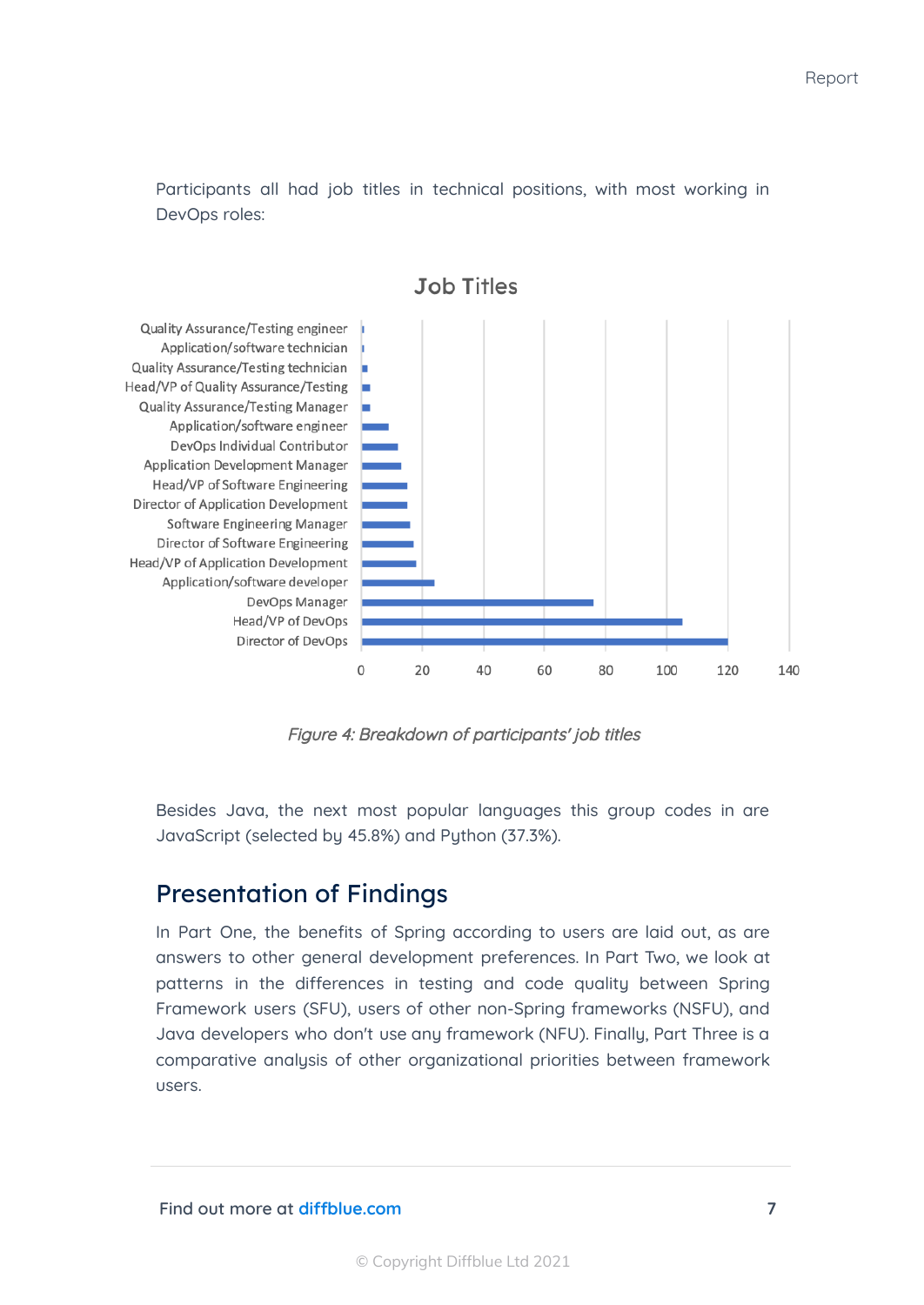Participants all had job titles in technical positions, with most working in DevOps roles:

*Figure 4: Breakdown of participants' job titles*

Besides Java, the next most popular languages this group codes in are JavaScript (selected by 45.8%) and Python (37.3%).

## Presentation of Findings

In Part One, the benefits of Spring according to users are laid out, as are answers to other general development preferences. In Part Two, we look at patterns in the differences in testing and code quality between Spring Framework users (SFU), users of other non-Spring frameworks (NSFU), and Java developers who don't use any framework (NFU). Finally, Part Three is a comparative analysis of other organizational priorities between framework users.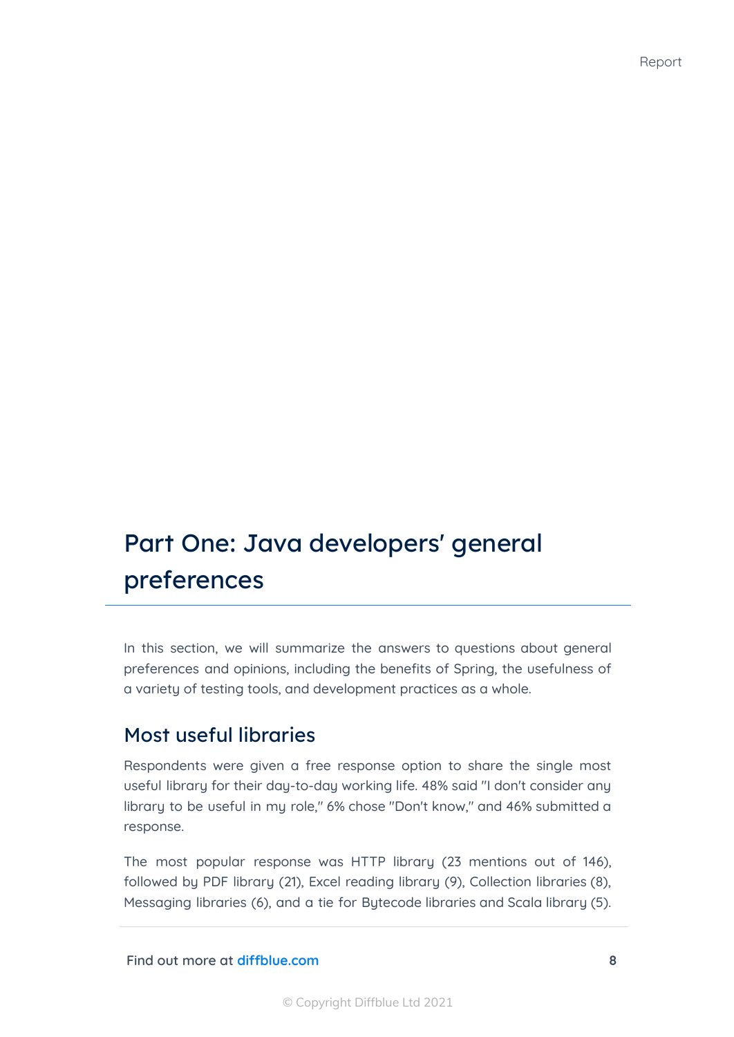# Part One: Java developers' general preferences

In this section, we will summarize the answers to questions about general preferences and opinions, including the benefits of Spring, the usefulness of a variety of testing tools, and development practices as a whole.

## Most useful libraries

Respondents were given a free response option to share the single most useful library for their day-to-day working life. 48% said "I don't consider any library to be useful in my role," 6% chose "Don't know," and 46% submitted a response.

The most popular response was HTTP library (23 mentions out of 146), followed by PDF library (21), Excel reading library (9), Collection libraries (8), Messaging libraries (6), and a tie for Bytecode libraries and Scala library (5).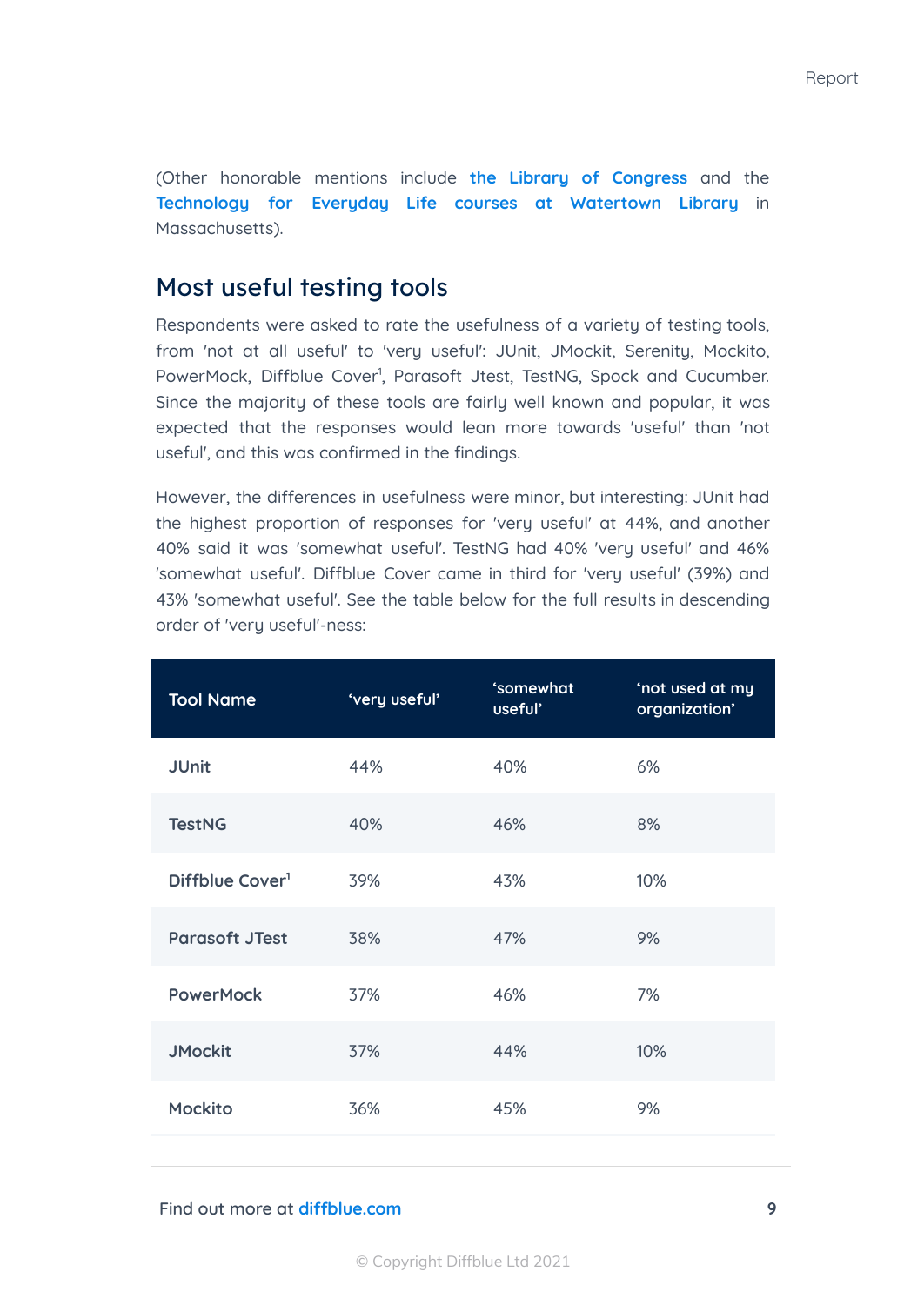(Other honorable mentions include the Library of Congress and the Technology for Everyday Life courses at Watertown Library in Massachusetts).

## Most useful testing tools

Respondents were asked to rate the usefulness of a variety of testing tools, from 'not at all useful' to 'very useful': JUnit, JMockit, Serenity, Mockito, PowerMock, Diffblue Cover[1], Parasoft Jtest, TestNG, Spock and Cucumber. Since the majority of these tools are fairly well known and popular, it was expected that the responses would lean more towards 'useful' than 'not useful', and this was confirmed in the findings.

However, the differences in usefulness were minor, but interesting: JUnit had the highest proportion of responses for 'very useful' at 44%, and another 40% said it was 'somewhat useful'. TestNG had 40% 'very useful' and 46% 'somewhat useful'. Diffblue Cover came in third for 'very useful' (39%) and 43% 'somewhat useful'. See the table below for the full results in descending order of 'very useful'-ness:

| Tool Name | 'very useful' | 'somewhat useful' | 'not used at my organization' |
|---|---|---|---|
| JUnit | 44% | 40% | 6% |
| TestNG | 40% | 46% | 8% |
| Diffblue Cover[1] | 39% | 43% | 10% |
| Parasoft JTest | 38% | 47% | 9% |
| PowerMock | 37% | 46% | 7% |
| JMockit | 37% | 44% | 10% |
| Mockito | 36% | 45% | 9% |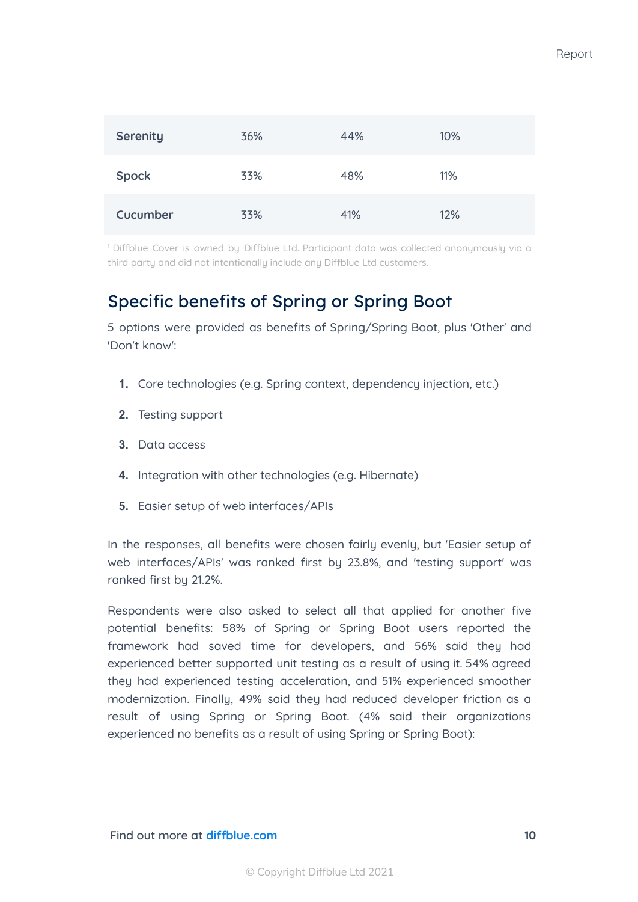| Serenity | 36% | 44% | 10% |
|---|---|---|---|
| Spock | 33% | 48% | 11% |
| Cucumber | 33% | 41% | 12% |

[1] Diffblue Cover is owned by Diffblue Ltd. Participant data was collected anonymously via a third party and did not intentionally include any Diffblue Ltd customers.

## Specific benefits of Spring or Spring Boot

5 options were provided as benefits of Spring/Spring Boot, plus 'Other' and 'Don't know':

1. Core technologies (e.g. Spring context, dependency injection, etc.)
2. Testing support
3. Data access
4. Integration with other technologies (e.g. Hibernate)
5. Easier setup of web interfaces/APIs

In the responses, all benefits were chosen fairly evenly, but 'Easier setup of web interfaces/APIs' was ranked first by 23.8%, and 'testing support' was ranked first by 21.2%.

Respondents were also asked to select all that applied for another five potential benefits: 58% of Spring or Spring Boot users reported the framework had saved time for developers, and 56% said they had experienced better supported unit testing as a result of using it. 54% agreed they had experienced testing acceleration, and 51% experienced smoother modernization. Finally, 49% said they had reduced developer friction as a result of using Spring or Spring Boot. (4% said their organizations experienced no benefits as a result of using Spring or Spring Boot):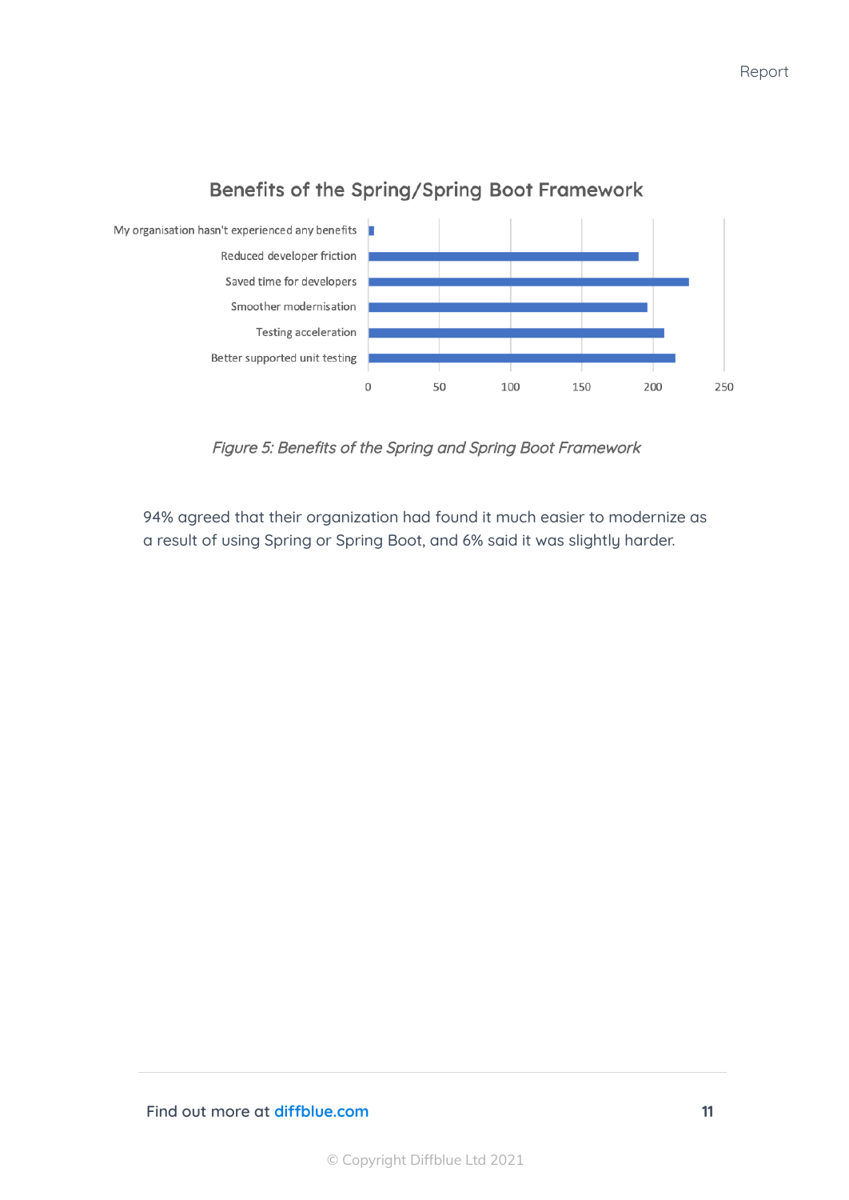## Benefits of the Spring/Spring Boot Framework

| Benefit | Approx. count |
|---|---|
| My organisation hasn't experienced any benefits | ~4 |
| Reduced developer friction | ~190 |
| Saved time for developers | ~225 |
| Smoother modernisation | ~196 |
| Testing acceleration | ~208 |
| Better supported unit testing | ~216 |

*Figure 5: Benefits of the Spring and Spring Boot Framework*

94% agreed that their organization had found it much easier to modernize as a result of using Spring or Spring Boot, and 6% said it was slightly harder.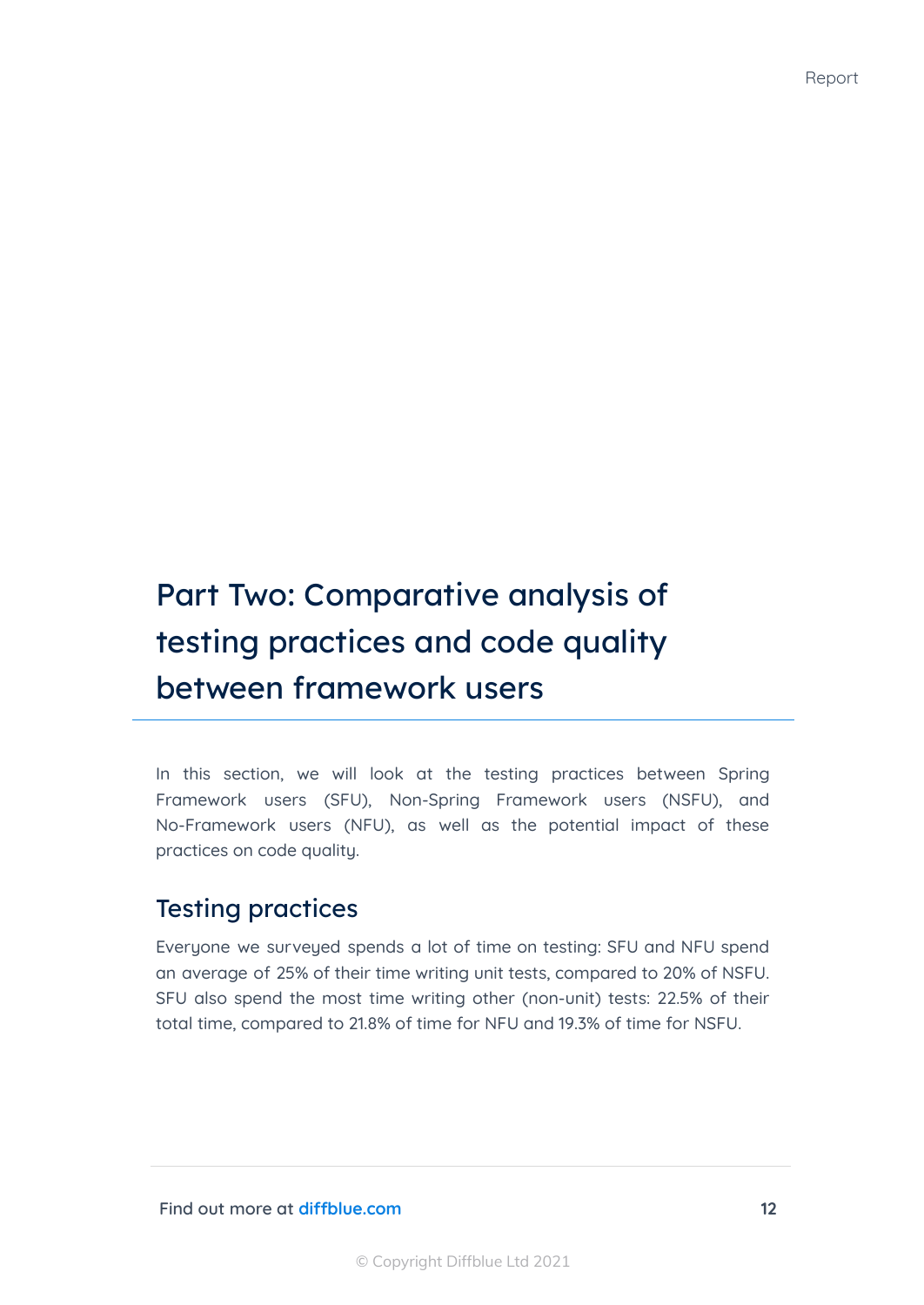# Part Two: Comparative analysis of testing practices and code quality between framework users

In this section, we will look at the testing practices between Spring Framework users (SFU), Non-Spring Framework users (NSFU), and No-Framework users (NFU), as well as the potential impact of these practices on code quality.

## Testing practices

Everyone we surveyed spends a lot of time on testing: SFU and NFU spend an average of 25% of their time writing unit tests, compared to 20% of NSFU. SFU also spend the most time writing other (non-unit) tests: 22.5% of their total time, compared to 21.8% of time for NFU and 19.3% of time for NSFU.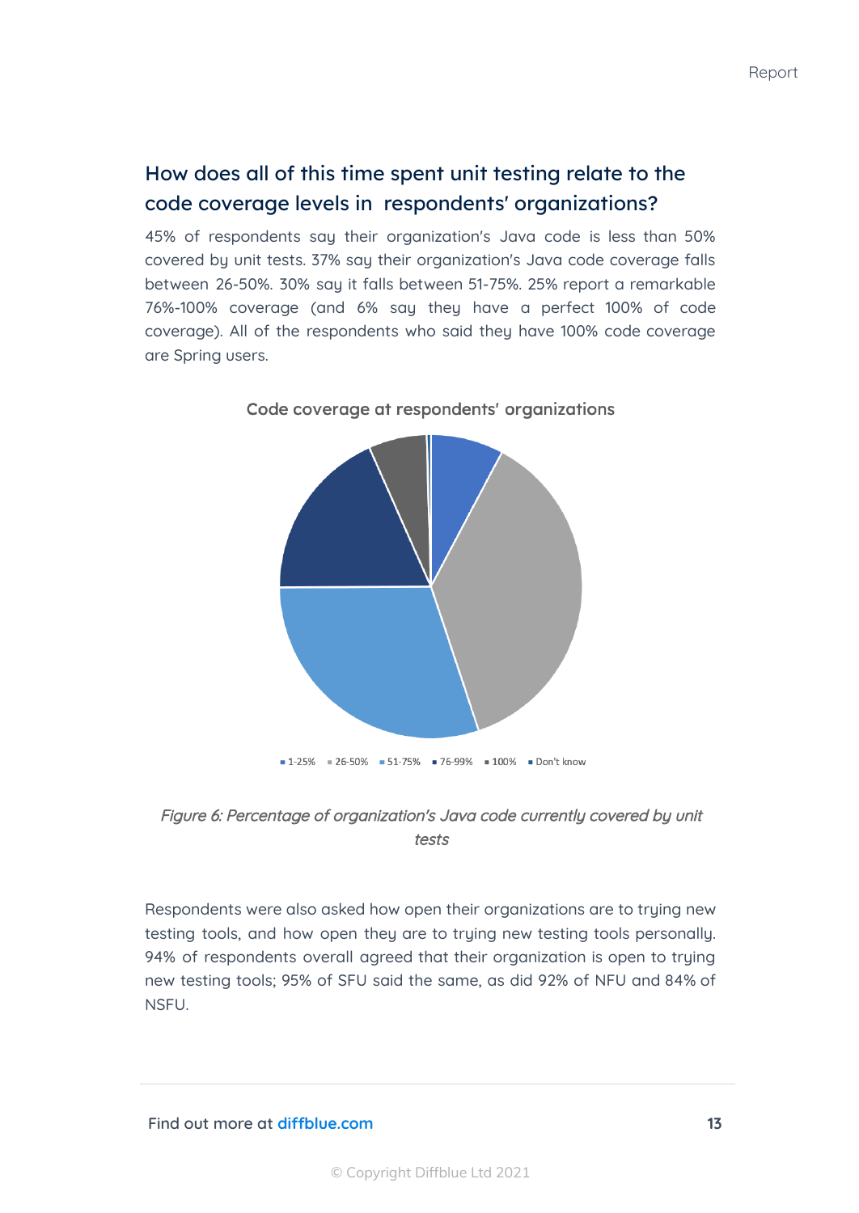## How does all of this time spent unit testing relate to the code coverage levels in respondents' organizations?

45% of respondents say their organization's Java code is less than 50% covered by unit tests. 37% say their organization's Java code coverage falls between 26-50%. 30% say it falls between 51-75%. 25% report a remarkable 76%-100% coverage (and 6% say they have a perfect 100% of code coverage). All of the respondents who said they have 100% code coverage are Spring users.

**Code coverage at respondents' organizations**

▪ 1-25% ▪ 26-50% ▪ 51-75% ▪ 76-99% ▪ 100% ▪ Don't know

*Figure 6: Percentage of organization's Java code currently covered by unit tests*

Respondents were also asked how open their organizations are to trying new testing tools, and how open they are to trying new testing tools personally. 94% of respondents overall agreed that their organization is open to trying new testing tools; 95% of SFU said the same, as did 92% of NFU and 84% of NSFU.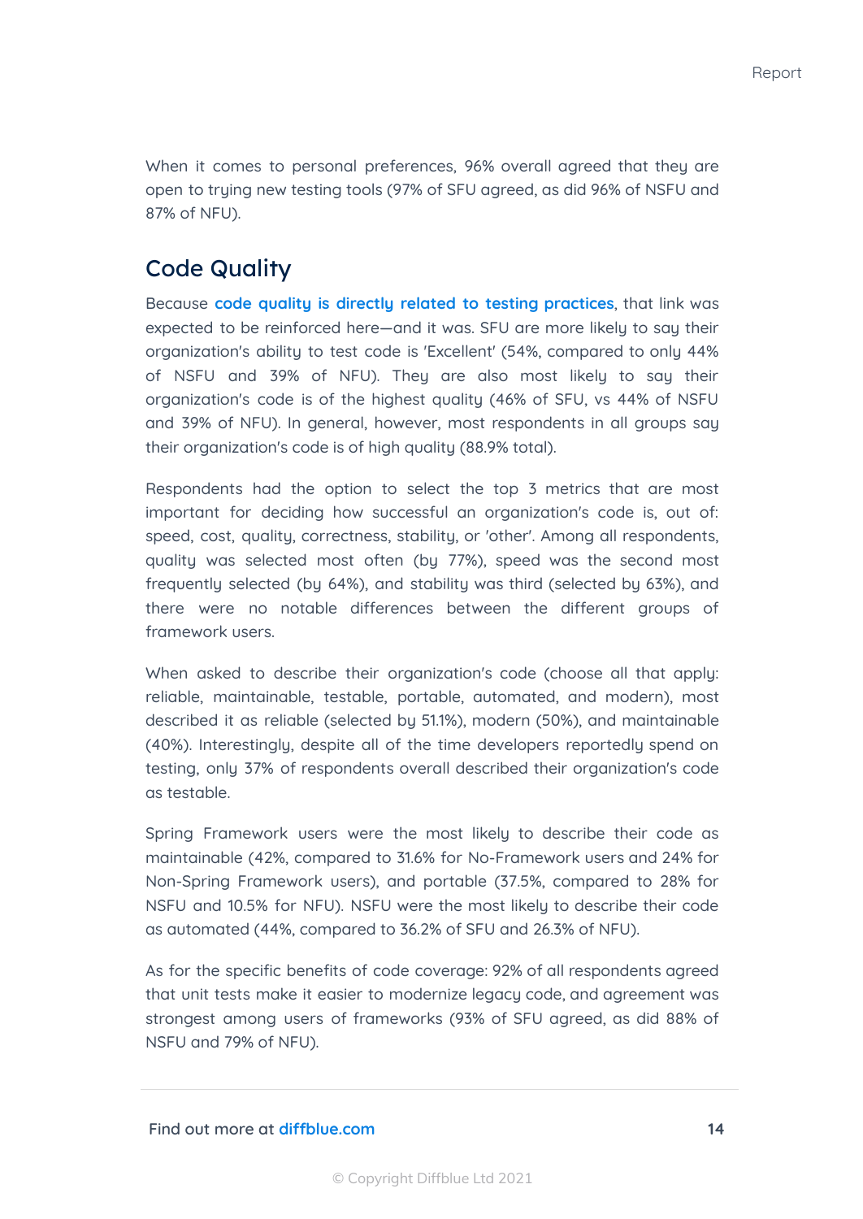When it comes to personal preferences, 96% overall agreed that they are open to trying new testing tools (97% of SFU agreed, as did 96% of NSFU and 87% of NFU).

## Code Quality

Because **code quality is directly related to testing practices**, that link was expected to be reinforced here—and it was. SFU are more likely to say their organization's ability to test code is 'Excellent' (54%, compared to only 44% of NSFU and 39% of NFU). They are also most likely to say their organization's code is of the highest quality (46% of SFU, vs 44% of NSFU and 39% of NFU). In general, however, most respondents in all groups say their organization's code is of high quality (88.9% total).

Respondents had the option to select the top 3 metrics that are most important for deciding how successful an organization's code is, out of: speed, cost, quality, correctness, stability, or 'other'. Among all respondents, quality was selected most often (by 77%), speed was the second most frequently selected (by 64%), and stability was third (selected by 63%), and there were no notable differences between the different groups of framework users.

When asked to describe their organization's code (choose all that apply: reliable, maintainable, testable, portable, automated, and modern), most described it as reliable (selected by 51.1%), modern (50%), and maintainable (40%). Interestingly, despite all of the time developers reportedly spend on testing, only 37% of respondents overall described their organization's code as testable.

Spring Framework users were the most likely to describe their code as maintainable (42%, compared to 31.6% for No-Framework users and 24% for Non-Spring Framework users), and portable (37.5%, compared to 28% for NSFU and 10.5% for NFU). NSFU were the most likely to describe their code as automated (44%, compared to 36.2% of SFU and 26.3% of NFU).

As for the specific benefits of code coverage: 92% of all respondents agreed that unit tests make it easier to modernize legacy code, and agreement was strongest among users of frameworks (93% of SFU agreed, as did 88% of NSFU and 79% of NFU).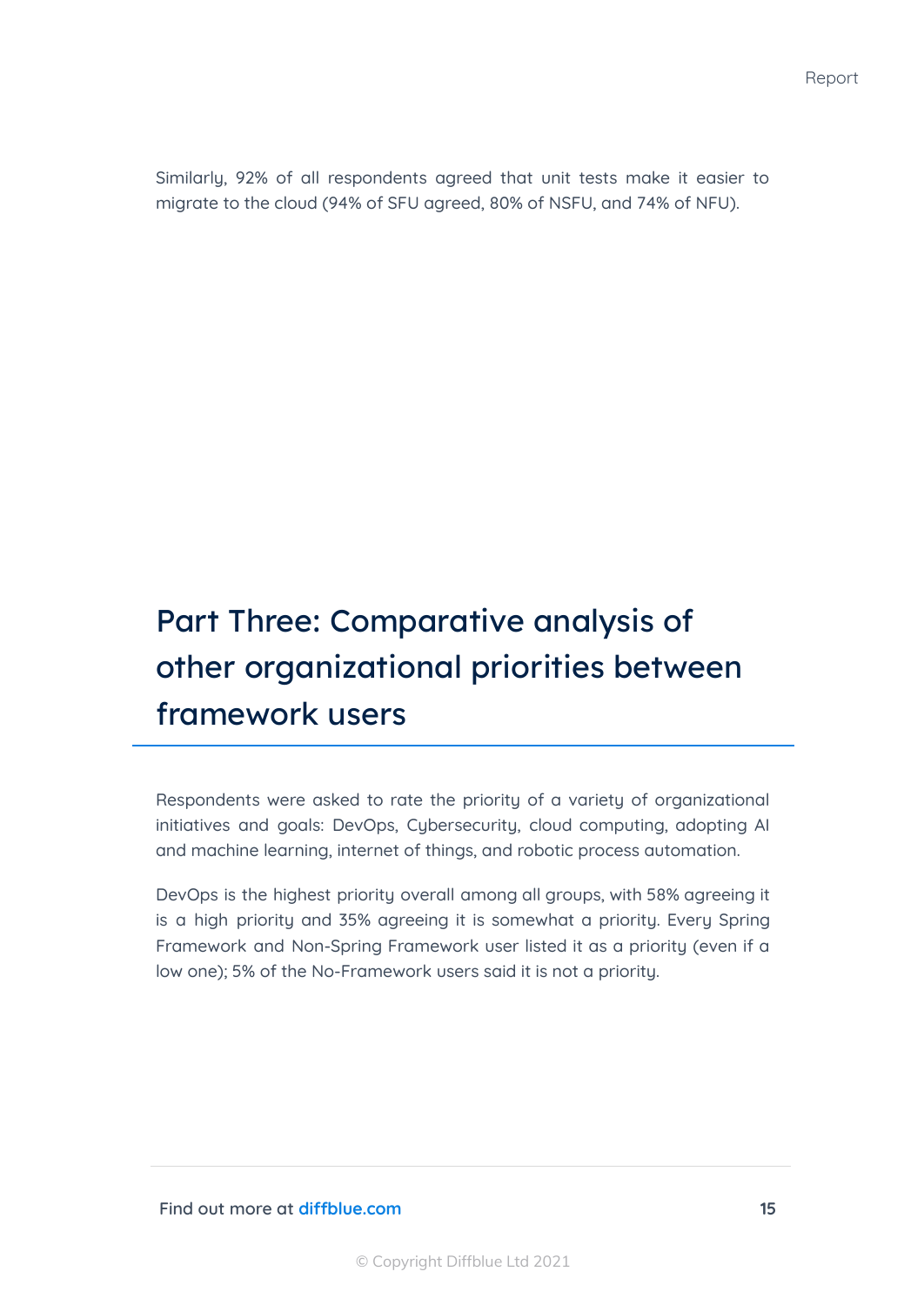Similarly, 92% of all respondents agreed that unit tests make it easier to migrate to the cloud (94% of SFU agreed, 80% of NSFU, and 74% of NFU).

## Part Three: Comparative analysis of other organizational priorities between framework users

Respondents were asked to rate the priority of a variety of organizational initiatives and goals: DevOps, Cybersecurity, cloud computing, adopting AI and machine learning, internet of things, and robotic process automation.

DevOps is the highest priority overall among all groups, with 58% agreeing it is a high priority and 35% agreeing it is somewhat a priority. Every Spring Framework and Non-Spring Framework user listed it as a priority (even if a low one); 5% of the No-Framework users said it is not a priority.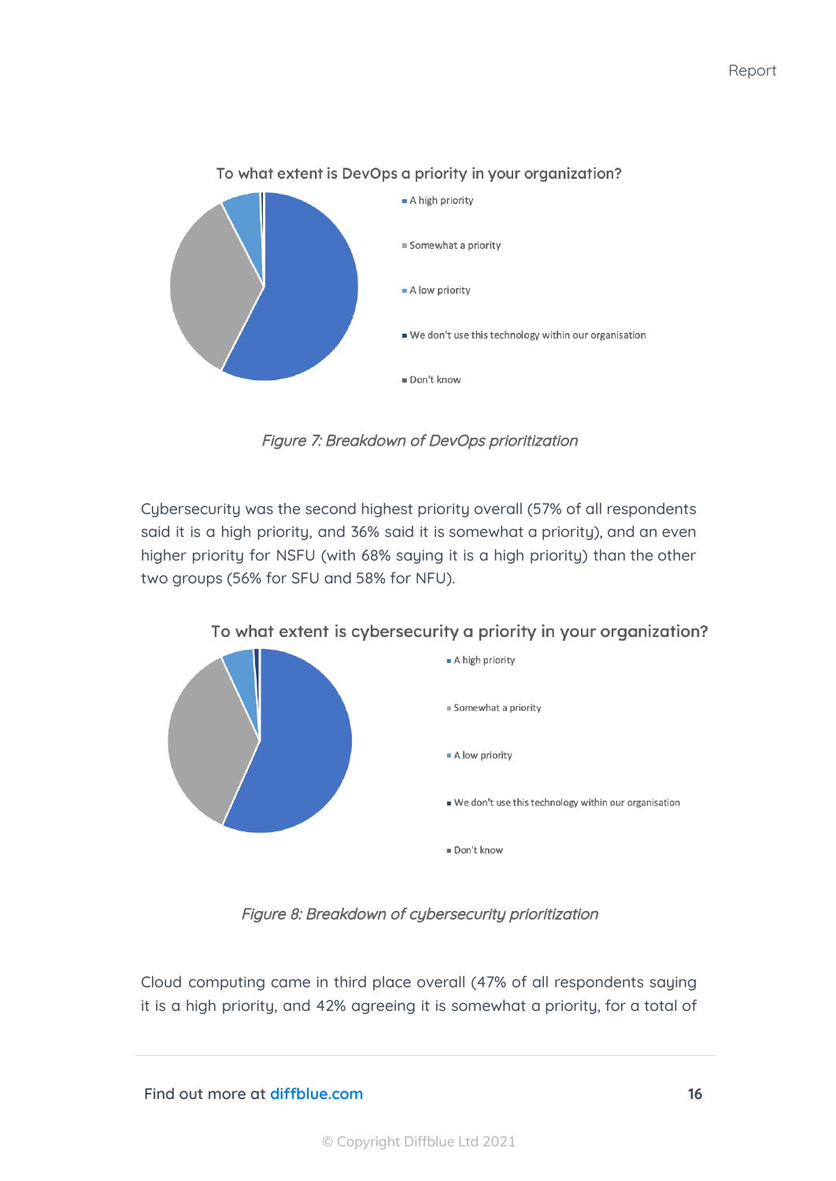To what extent is DevOps a priority in your organization?

- A high priority
- Somewhat a priority
- A low priority
- We don't use this technology within our organisation
- Don't know

*Figure 7: Breakdown of DevOps prioritization*

Cybersecurity was the second highest priority overall (57% of all respondents said it is a high priority, and 36% said it is somewhat a priority), and an even higher priority for NSFU (with 68% saying it is a high priority) than the other two groups (56% for SFU and 58% for NFU).

To what extent is cybersecurity a priority in your organization?

- A high priority
- Somewhat a priority
- A low priority
- We don't use this technology within our organisation
- Don't know

*Figure 8: Breakdown of cybersecurity prioritization*

Cloud computing came in third place overall (47% of all respondents saying it is a high priority, and 42% agreeing it is somewhat a priority, for a total of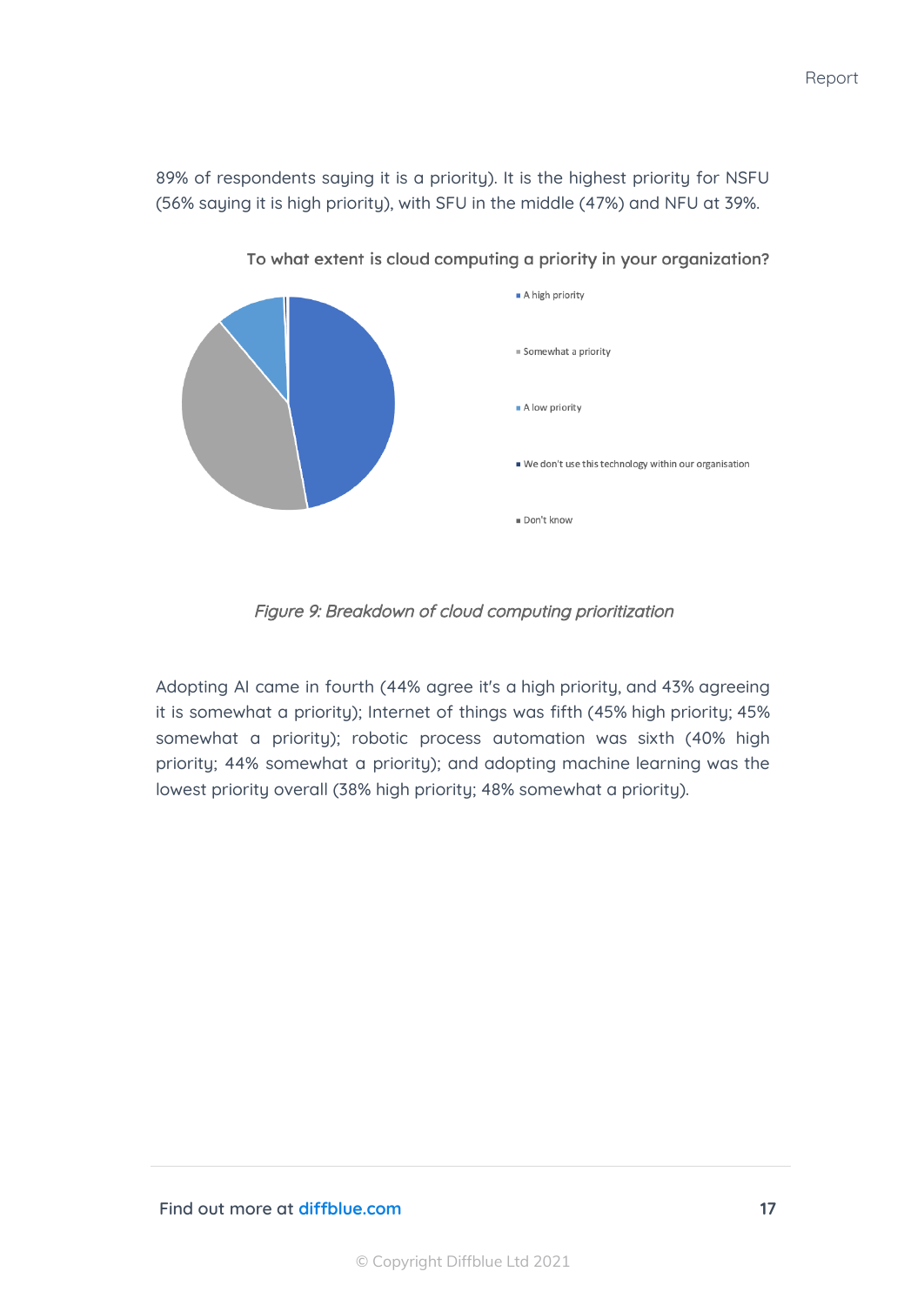89% of respondents saying it is a priority). It is the highest priority for NSFU (56% saying it is high priority), with SFU in the middle (47%) and NFU at 39%.

**To what extent is cloud computing a priority in your organization?**

- A high priority
- Somewhat a priority
- A low priority
- We don't use this technology within our organisation
- Don't know

*Figure 9: Breakdown of cloud computing prioritization*

Adopting AI came in fourth (44% agree it's a high priority, and 43% agreeing it is somewhat a priority); Internet of things was fifth (45% high priority; 45% somewhat a priority); robotic process automation was sixth (40% high priority; 44% somewhat a priority); and adopting machine learning was the lowest priority overall (38% high priority; 48% somewhat a priority).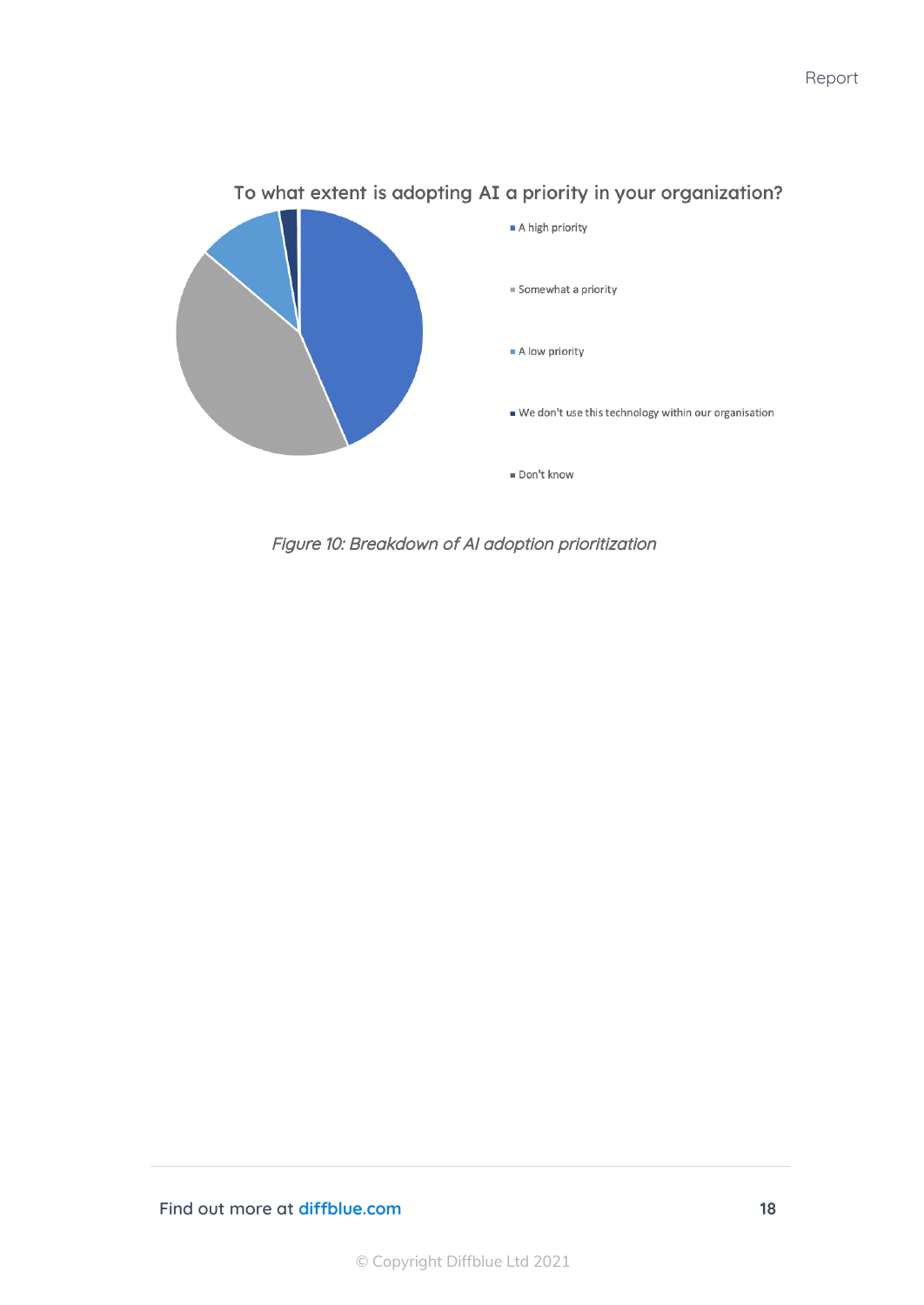To what extent is adopting AI a priority in your organization?

- A high priority
- Somewhat a priority
- A low priority
- We don't use this technology within our organisation
- Don't know

*Figure 10: Breakdown of AI adoption prioritization*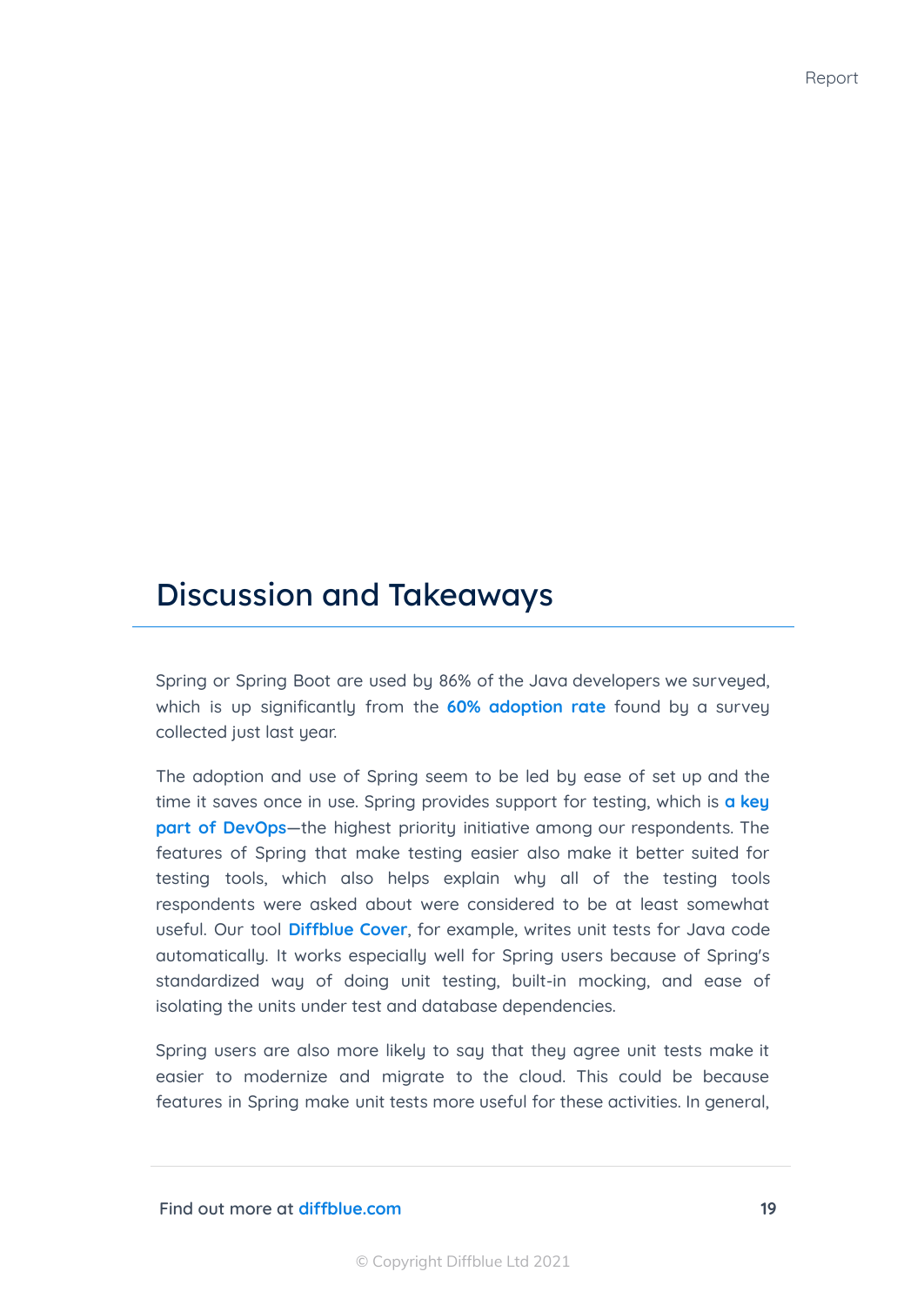# Discussion and Takeaways

Spring or Spring Boot are used by 86% of the Java developers we surveyed, which is up significantly from the **60% adoption rate** found by a survey collected just last year.

The adoption and use of Spring seem to be led by ease of set up and the time it saves once in use. Spring provides support for testing, which is **a key part of DevOps**—the highest priority initiative among our respondents. The features of Spring that make testing easier also make it better suited for testing tools, which also helps explain why all of the testing tools respondents were asked about were considered to be at least somewhat useful. Our tool **Diffblue Cover**, for example, writes unit tests for Java code automatically. It works especially well for Spring users because of Spring's standardized way of doing unit testing, built-in mocking, and ease of isolating the units under test and database dependencies.

Spring users are also more likely to say that they agree unit tests make it easier to modernize and migrate to the cloud. This could be because features in Spring make unit tests more useful for these activities. In general,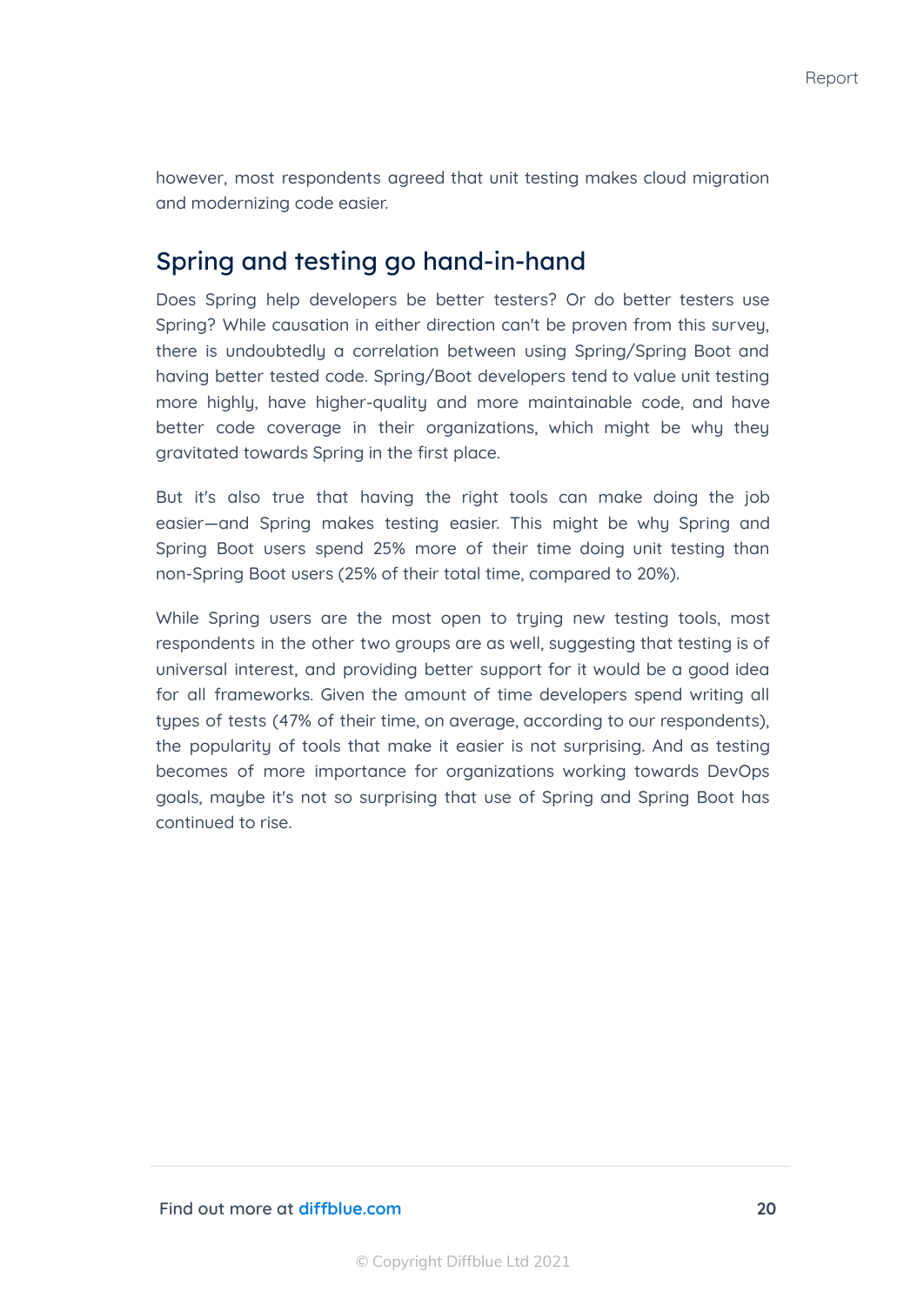however, most respondents agreed that unit testing makes cloud migration and modernizing code easier.

## Spring and testing go hand-in-hand

Does Spring help developers be better testers? Or do better testers use Spring? While causation in either direction can't be proven from this survey, there is undoubtedly a correlation between using Spring/Spring Boot and having better tested code. Spring/Boot developers tend to value unit testing more highly, have higher-quality and more maintainable code, and have better code coverage in their organizations, which might be why they gravitated towards Spring in the first place.

But it's also true that having the right tools can make doing the job easier—and Spring makes testing easier. This might be why Spring and Spring Boot users spend 25% more of their time doing unit testing than non-Spring Boot users (25% of their total time, compared to 20%).

While Spring users are the most open to trying new testing tools, most respondents in the other two groups are as well, suggesting that testing is of universal interest, and providing better support for it would be a good idea for all frameworks. Given the amount of time developers spend writing all types of tests (47% of their time, on average, according to our respondents), the popularity of tools that make it easier is not surprising. And as testing becomes of more importance for organizations working towards DevOps goals, maybe it's not so surprising that use of Spring and Spring Boot has continued to rise.